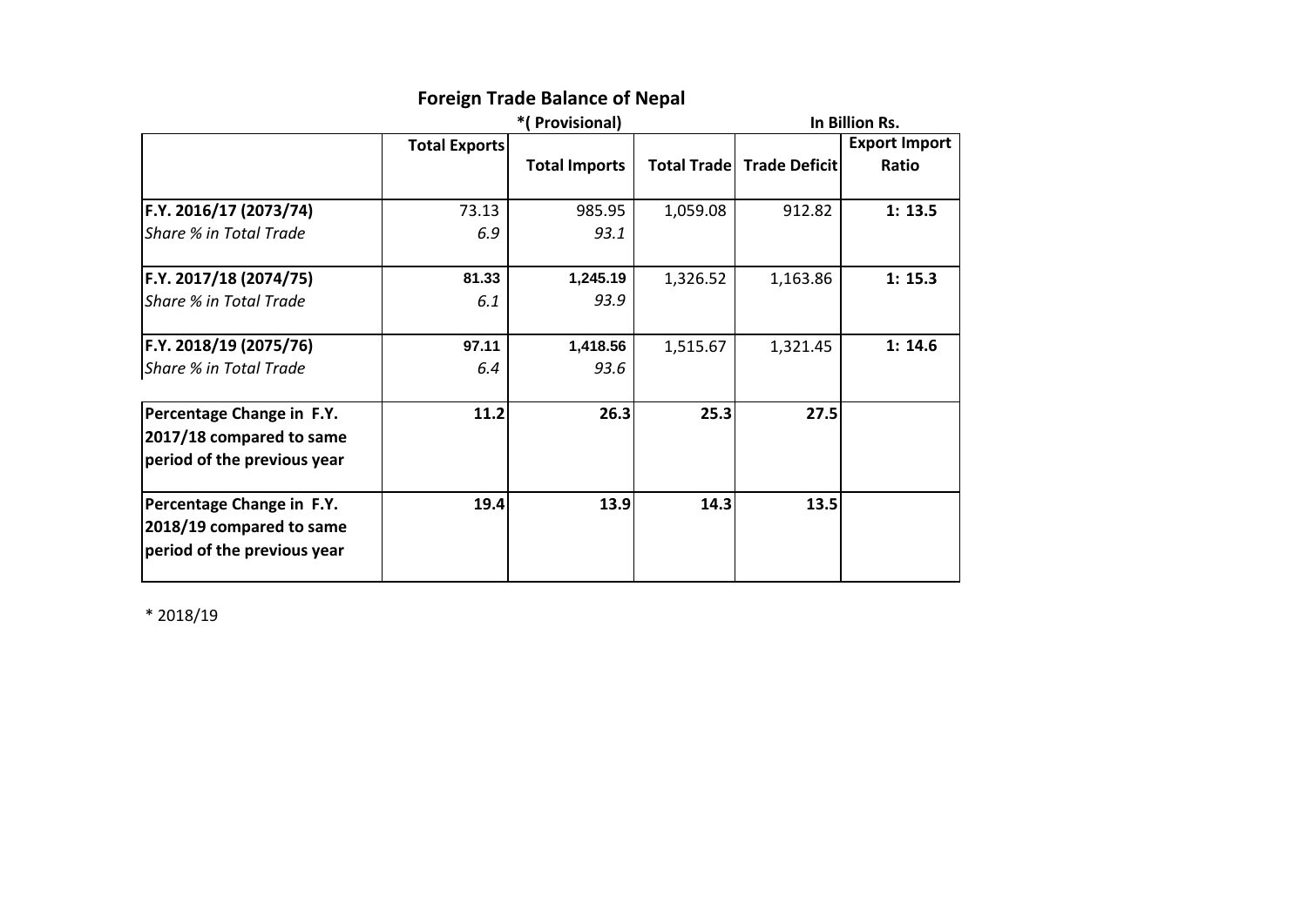# Foreign Trade Balance of Nepal

*( Provisional) | In Billion Rs.

|  | Total Exports | Total Imports | Total Trade | Trade Deficit | Export Import Ratio |
|---|---|---|---|---|---|
| **F.Y. 2016/17 (2073/74)** | 73.13 | 985.95 | 1,059.08 | 912.82 | **1: 13.5** |
| *Share % in Total Trade* | *6.9* | *93.1* |  |  |  |
| **F.Y. 2017/18 (2074/75)** | **81.33** | **1,245.19** | 1,326.52 | 1,163.86 | **1: 15.3** |
| *Share % in Total Trade* | *6.1* | *93.9* |  |  |  |
| **F.Y. 2018/19 (2075/76)** | **97.11** | **1,418.56** | 1,515.67 | 1,321.45 | **1: 14.6** |
| *Share % in Total Trade* | *6.4* | *93.6* |  |  |  |
| **Percentage Change in F.Y. 2017/18 compared to same period of the previous year** | **11.2** | **26.3** | **25.3** | **27.5** |  |
| **Percentage Change in F.Y. 2018/19 compared to same period of the previous year** | **19.4** | **13.9** | **14.3** | **13.5** |  |

* 2018/19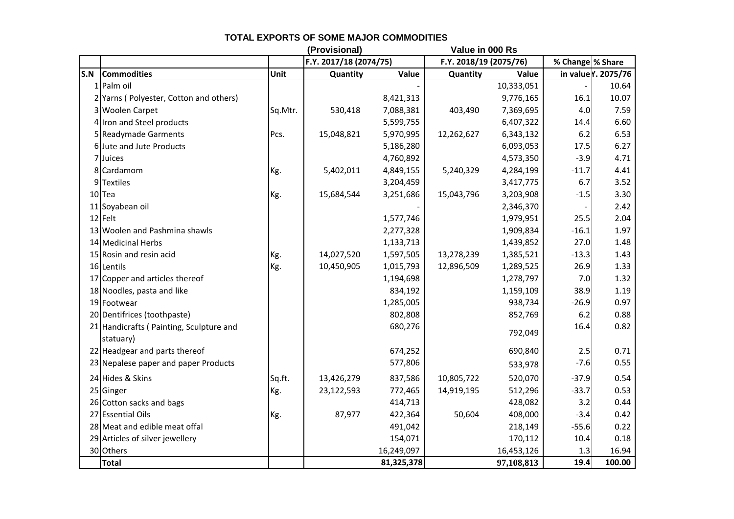## TOTAL EXPORTS OF SOME MAJOR COMMODITIES

(Provisional) Value in 000 Rs

| S.N | Commodities | Unit | F.Y. 2017/18 (2074/75) | | F.Y. 2018/19 (2075/76) | | % Change | % Share |
|---|---|---|---|---|---|---|---|---|
| | | | Quantity | Value | Quantity | Value | in value | F.Y. 2075/76 |
| 1 | Palm oil | | | - | | 10,333,051 | - | 10.64 |
| 2 | Yarns ( Polyester, Cotton and others) | | | 8,421,313 | | 9,776,165 | 16.1 | 10.07 |
| 3 | Woolen Carpet | Sq.Mtr. | 530,418 | 7,088,381 | 403,490 | 7,369,695 | 4.0 | 7.59 |
| 4 | Iron and Steel products | | | 5,599,755 | | 6,407,322 | 14.4 | 6.60 |
| 5 | Readymade Garments | Pcs. | 15,048,821 | 5,970,995 | 12,262,627 | 6,343,132 | 6.2 | 6.53 |
| 6 | Jute and Jute Products | | | 5,186,280 | | 6,093,053 | 17.5 | 6.27 |
| 7 | Juices | | | 4,760,892 | | 4,573,350 | -3.9 | 4.71 |
| 8 | Cardamom | Kg. | 5,402,011 | 4,849,155 | 5,240,329 | 4,284,199 | -11.7 | 4.41 |
| 9 | Textiles | | | 3,204,459 | | 3,417,775 | 6.7 | 3.52 |
| 10 | Tea | Kg. | 15,684,544 | 3,251,686 | 15,043,796 | 3,203,908 | -1.5 | 3.30 |
| 11 | Soyabean oil | | | - | | 2,346,370 | - | 2.42 |
| 12 | Felt | | | 1,577,746 | | 1,979,951 | 25.5 | 2.04 |
| 13 | Woolen and Pashmina shawls | | | 2,277,328 | | 1,909,834 | -16.1 | 1.97 |
| 14 | Medicinal Herbs | | | 1,133,713 | | 1,439,852 | 27.0 | 1.48 |
| 15 | Rosin and resin acid | Kg. | 14,027,520 | 1,597,505 | 13,278,239 | 1,385,521 | -13.3 | 1.43 |
| 16 | Lentils | Kg. | 10,450,905 | 1,015,793 | 12,896,509 | 1,289,525 | 26.9 | 1.33 |
| 17 | Copper and articles thereof | | | 1,194,698 | | 1,278,797 | 7.0 | 1.32 |
| 18 | Noodles, pasta and like | | | 834,192 | | 1,159,109 | 38.9 | 1.19 |
| 19 | Footwear | | | 1,285,005 | | 938,734 | -26.9 | 0.97 |
| 20 | Dentifrices (toothpaste) | | | 802,808 | | 852,769 | 6.2 | 0.88 |
| 21 | Handicrafts ( Painting, Sculpture and statuary) | | | 680,276 | | 792,049 | 16.4 | 0.82 |
| 22 | Headgear and parts thereof | | | 674,252 | | 690,840 | 2.5 | 0.71 |
| 23 | Nepalese paper and paper Products | | | 577,806 | | 533,978 | -7.6 | 0.55 |
| 24 | Hides & Skins | Sq.ft. | 13,426,279 | 837,586 | 10,805,722 | 520,070 | -37.9 | 0.54 |
| 25 | Ginger | Kg. | 23,122,593 | 772,465 | 14,919,195 | 512,296 | -33.7 | 0.53 |
| 26 | Cotton sacks and bags | | | 414,713 | | 428,082 | 3.2 | 0.44 |
| 27 | Essential Oils | Kg. | 87,977 | 422,364 | 50,604 | 408,000 | -3.4 | 0.42 |
| 28 | Meat and edible meat offal | | | 491,042 | | 218,149 | -55.6 | 0.22 |
| 29 | Articles of silver jewellery | | | 154,071 | | 170,112 | 10.4 | 0.18 |
| 30 | Others | | | 16,249,097 | | 16,453,126 | 1.3 | 16.94 |
| | **Total** | | | **81,325,378** | | **97,108,813** | **19.4** | **100.00** |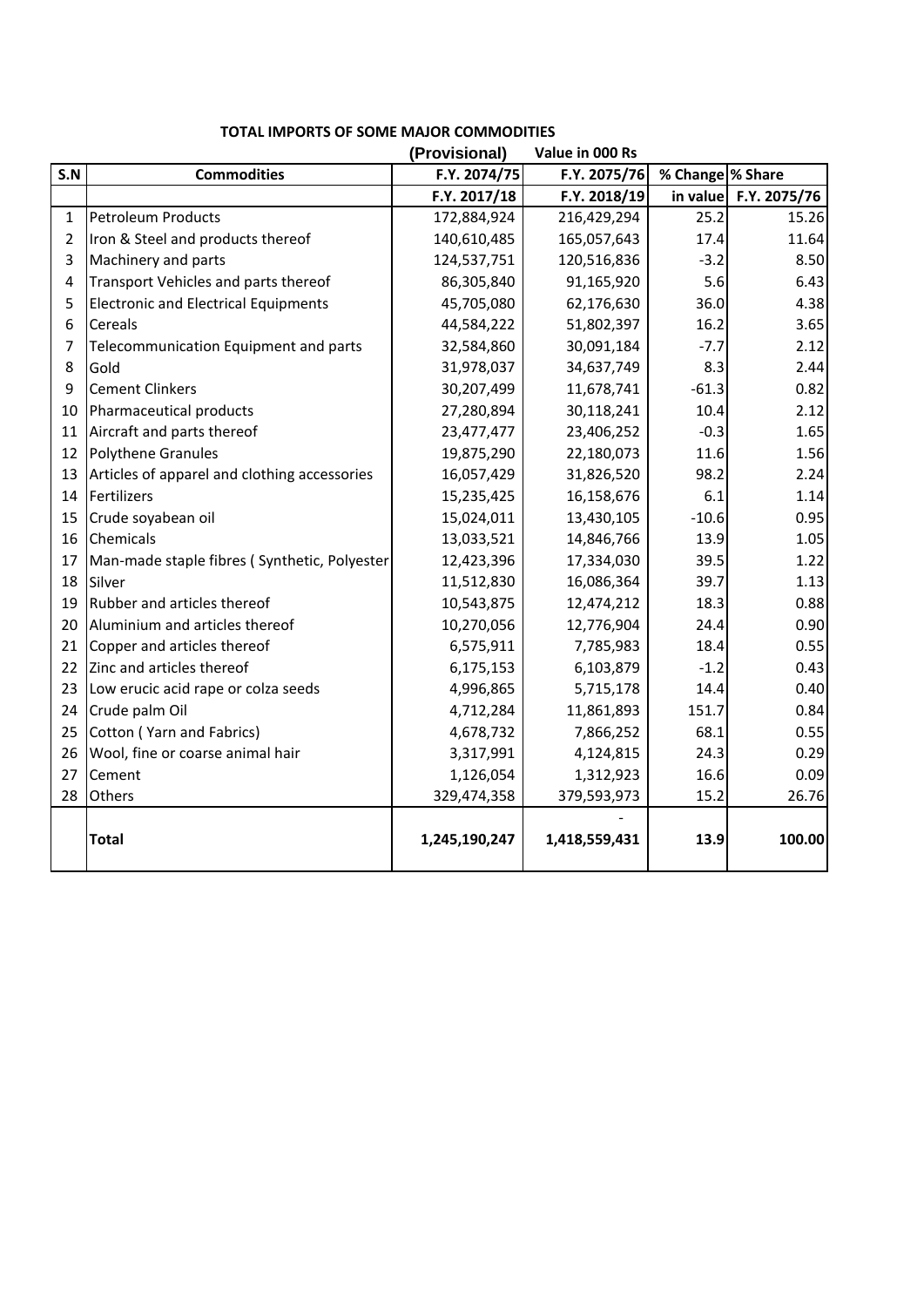## TOTAL IMPORTS OF SOME MAJOR COMMODITIES

(Provisional) Value in 000 Rs

| S.N | Commodities | F.Y. 2074/75 | F.Y. 2075/76 | % Change | % Share |
|---|---|---|---|---|---|
| | | F.Y. 2017/18 | F.Y. 2018/19 | in value | F.Y. 2075/76 |
| 1 | Petroleum Products | 172,884,924 | 216,429,294 | 25.2 | 15.26 |
| 2 | Iron & Steel and products thereof | 140,610,485 | 165,057,643 | 17.4 | 11.64 |
| 3 | Machinery and parts | 124,537,751 | 120,516,836 | -3.2 | 8.50 |
| 4 | Transport Vehicles and parts thereof | 86,305,840 | 91,165,920 | 5.6 | 6.43 |
| 5 | Electronic and Electrical Equipments | 45,705,080 | 62,176,630 | 36.0 | 4.38 |
| 6 | Cereals | 44,584,222 | 51,802,397 | 16.2 | 3.65 |
| 7 | Telecommunication Equipment and parts | 32,584,860 | 30,091,184 | -7.7 | 2.12 |
| 8 | Gold | 31,978,037 | 34,637,749 | 8.3 | 2.44 |
| 9 | Cement Clinkers | 30,207,499 | 11,678,741 | -61.3 | 0.82 |
| 10 | Pharmaceutical products | 27,280,894 | 30,118,241 | 10.4 | 2.12 |
| 11 | Aircraft and parts thereof | 23,477,477 | 23,406,252 | -0.3 | 1.65 |
| 12 | Polythene Granules | 19,875,290 | 22,180,073 | 11.6 | 1.56 |
| 13 | Articles of apparel and clothing accessories | 16,057,429 | 31,826,520 | 98.2 | 2.24 |
| 14 | Fertilizers | 15,235,425 | 16,158,676 | 6.1 | 1.14 |
| 15 | Crude soyabean oil | 15,024,011 | 13,430,105 | -10.6 | 0.95 |
| 16 | Chemicals | 13,033,521 | 14,846,766 | 13.9 | 1.05 |
| 17 | Man-made staple fibres ( Synthetic, Polyester | 12,423,396 | 17,334,030 | 39.5 | 1.22 |
| 18 | Silver | 11,512,830 | 16,086,364 | 39.7 | 1.13 |
| 19 | Rubber and articles thereof | 10,543,875 | 12,474,212 | 18.3 | 0.88 |
| 20 | Aluminium and articles thereof | 10,270,056 | 12,776,904 | 24.4 | 0.90 |
| 21 | Copper and articles thereof | 6,575,911 | 7,785,983 | 18.4 | 0.55 |
| 22 | Zinc and articles thereof | 6,175,153 | 6,103,879 | -1.2 | 0.43 |
| 23 | Low erucic acid rape or colza seeds | 4,996,865 | 5,715,178 | 14.4 | 0.40 |
| 24 | Crude palm Oil | 4,712,284 | 11,861,893 | 151.7 | 0.84 |
| 25 | Cotton ( Yarn and Fabrics) | 4,678,732 | 7,866,252 | 68.1 | 0.55 |
| 26 | Wool, fine or coarse animal hair | 3,317,991 | 4,124,815 | 24.3 | 0.29 |
| 27 | Cement | 1,126,054 | 1,312,923 | 16.6 | 0.09 |
| 28 | Others | 329,474,358 | 379,593,973 | 15.2 | 26.76 |
| | **Total** | **1,245,190,247** | **1,418,559,431** | **13.9** | **100.00** |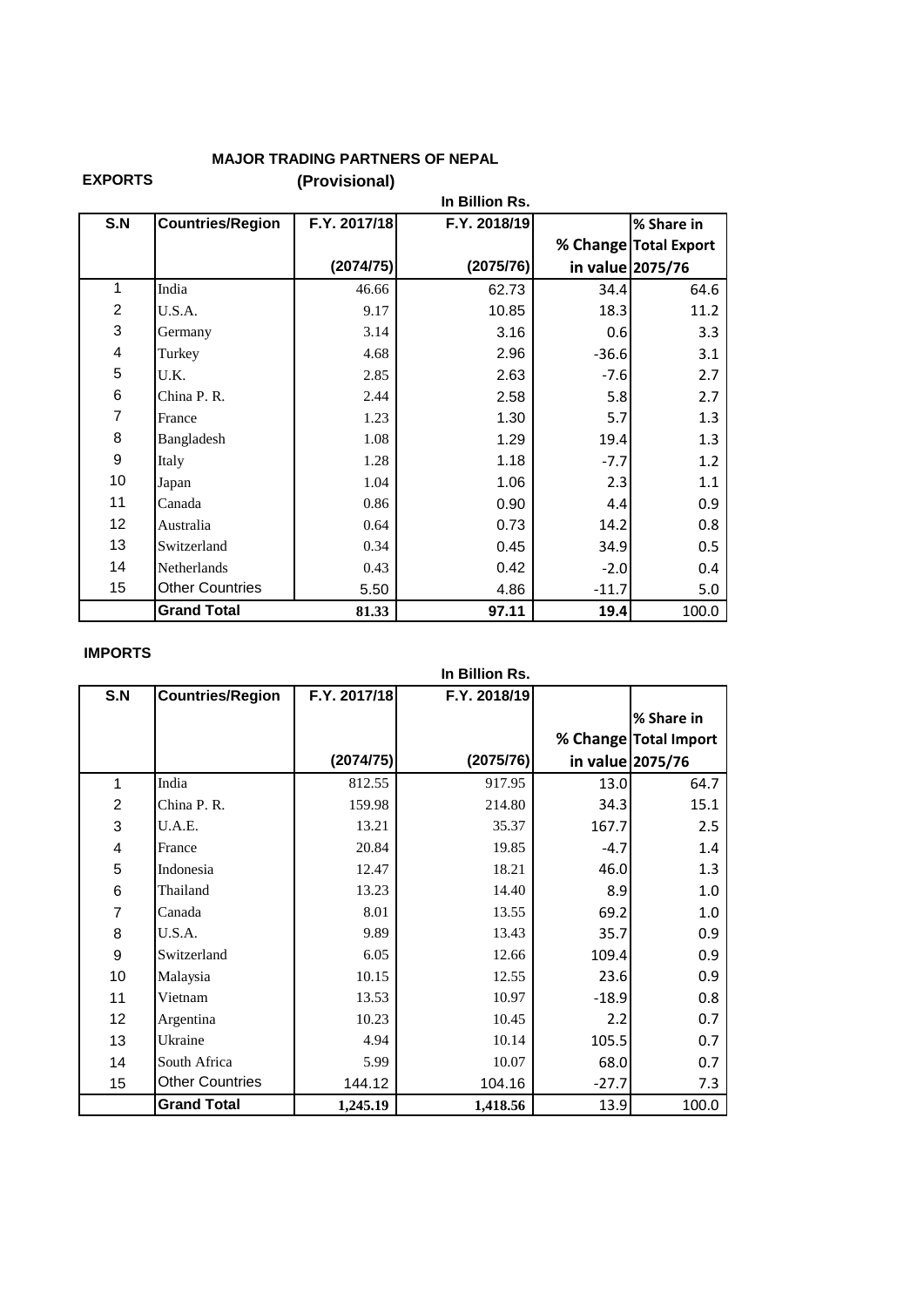## MAJOR TRADING PARTNERS OF NEPAL

### EXPORTS

**(Provisional)**

In Billion Rs.

| S.N | Countries/Region | F.Y. 2017/18 (2074/75) | F.Y. 2018/19 (2075/76) | % Change in value | % Share in Total Export 2075/76 |
|---|---|---|---|---|---|
| 1 | India | 46.66 | 62.73 | 34.4 | 64.6 |
| 2 | U.S.A. | 9.17 | 10.85 | 18.3 | 11.2 |
| 3 | Germany | 3.14 | 3.16 | 0.6 | 3.3 |
| 4 | Turkey | 4.68 | 2.96 | -36.6 | 3.1 |
| 5 | U.K. | 2.85 | 2.63 | -7.6 | 2.7 |
| 6 | China P. R. | 2.44 | 2.58 | 5.8 | 2.7 |
| 7 | France | 1.23 | 1.30 | 5.7 | 1.3 |
| 8 | Bangladesh | 1.08 | 1.29 | 19.4 | 1.3 |
| 9 | Italy | 1.28 | 1.18 | -7.7 | 1.2 |
| 10 | Japan | 1.04 | 1.06 | 2.3 | 1.1 |
| 11 | Canada | 0.86 | 0.90 | 4.4 | 0.9 |
| 12 | Australia | 0.64 | 0.73 | 14.2 | 0.8 |
| 13 | Switzerland | 0.34 | 0.45 | 34.9 | 0.5 |
| 14 | Netherlands | 0.43 | 0.42 | -2.0 | 0.4 |
| 15 | Other Countries | 5.50 | 4.86 | -11.7 | 5.0 |
| | **Grand Total** | **81.33** | **97.11** | **19.4** | 100.0 |

### IMPORTS

In Billion Rs.

| S.N | Countries/Region | F.Y. 2017/18 (2074/75) | F.Y. 2018/19 (2075/76) | % Change in value | % Share in Total Import 2075/76 |
|---|---|---|---|---|---|
| 1 | India | 812.55 | 917.95 | 13.0 | 64.7 |
| 2 | China P. R. | 159.98 | 214.80 | 34.3 | 15.1 |
| 3 | U.A.E. | 13.21 | 35.37 | 167.7 | 2.5 |
| 4 | France | 20.84 | 19.85 | -4.7 | 1.4 |
| 5 | Indonesia | 12.47 | 18.21 | 46.0 | 1.3 |
| 6 | Thailand | 13.23 | 14.40 | 8.9 | 1.0 |
| 7 | Canada | 8.01 | 13.55 | 69.2 | 1.0 |
| 8 | U.S.A. | 9.89 | 13.43 | 35.7 | 0.9 |
| 9 | Switzerland | 6.05 | 12.66 | 109.4 | 0.9 |
| 10 | Malaysia | 10.15 | 12.55 | 23.6 | 0.9 |
| 11 | Vietnam | 13.53 | 10.97 | -18.9 | 0.8 |
| 12 | Argentina | 10.23 | 10.45 | 2.2 | 0.7 |
| 13 | Ukraine | 4.94 | 10.14 | 105.5 | 0.7 |
| 14 | South Africa | 5.99 | 10.07 | 68.0 | 0.7 |
| 15 | Other Countries | 144.12 | 104.16 | -27.7 | 7.3 |
| | **Grand Total** | **1,245.19** | **1,418.56** | 13.9 | 100.0 |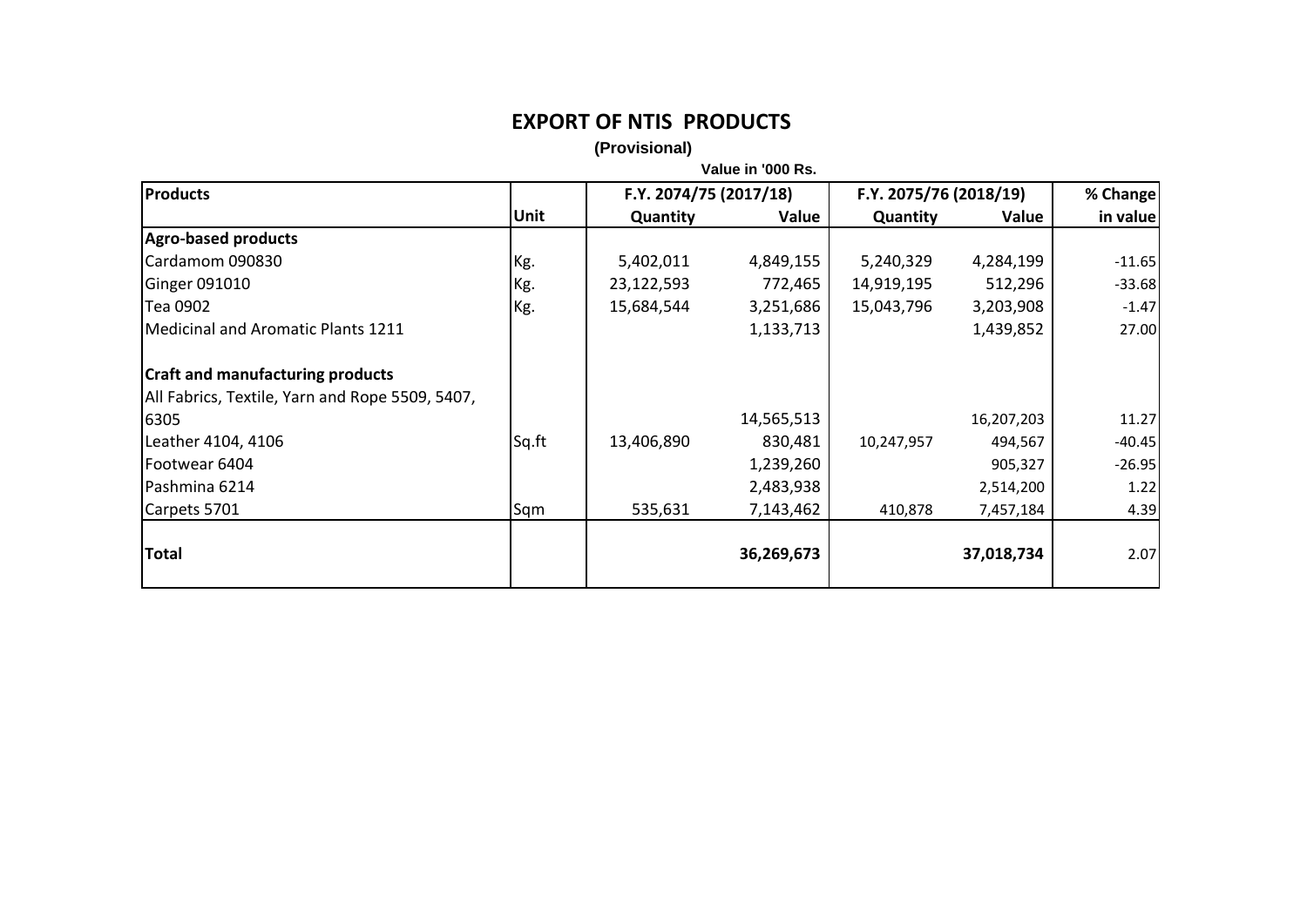# EXPORT OF NTIS PRODUCTS

**(Provisional)**

**Value in '000 Rs.**

| Products | Unit | F.Y. 2074/75 (2017/18) | | F.Y. 2075/76 (2018/19) | | % Change |
|---|---|---|---|---|---|---|
| | | Quantity | Value | Quantity | Value | in value |
| **Agro-based products** | | | | | | |
| Cardamom 090830 | Kg. | 5,402,011 | 4,849,155 | 5,240,329 | 4,284,199 | -11.65 |
| Ginger 091010 | Kg. | 23,122,593 | 772,465 | 14,919,195 | 512,296 | -33.68 |
| Tea 0902 | Kg. | 15,684,544 | 3,251,686 | 15,043,796 | 3,203,908 | -1.47 |
| Medicinal and Aromatic Plants 1211 | | | 1,133,713 | | 1,439,852 | 27.00 |
| **Craft and manufacturing products** | | | | | | |
| All Fabrics, Textile, Yarn and Rope 5509, 5407, 6305 | | | 14,565,513 | | 16,207,203 | 11.27 |
| Leather 4104, 4106 | Sq.ft | 13,406,890 | 830,481 | 10,247,957 | 494,567 | -40.45 |
| Footwear 6404 | | | 1,239,260 | | 905,327 | -26.95 |
| Pashmina 6214 | | | 2,483,938 | | 2,514,200 | 1.22 |
| Carpets 5701 | Sqm | 535,631 | 7,143,462 | 410,878 | 7,457,184 | 4.39 |
| **Total** | | | **36,269,673** | | **37,018,734** | 2.07 |